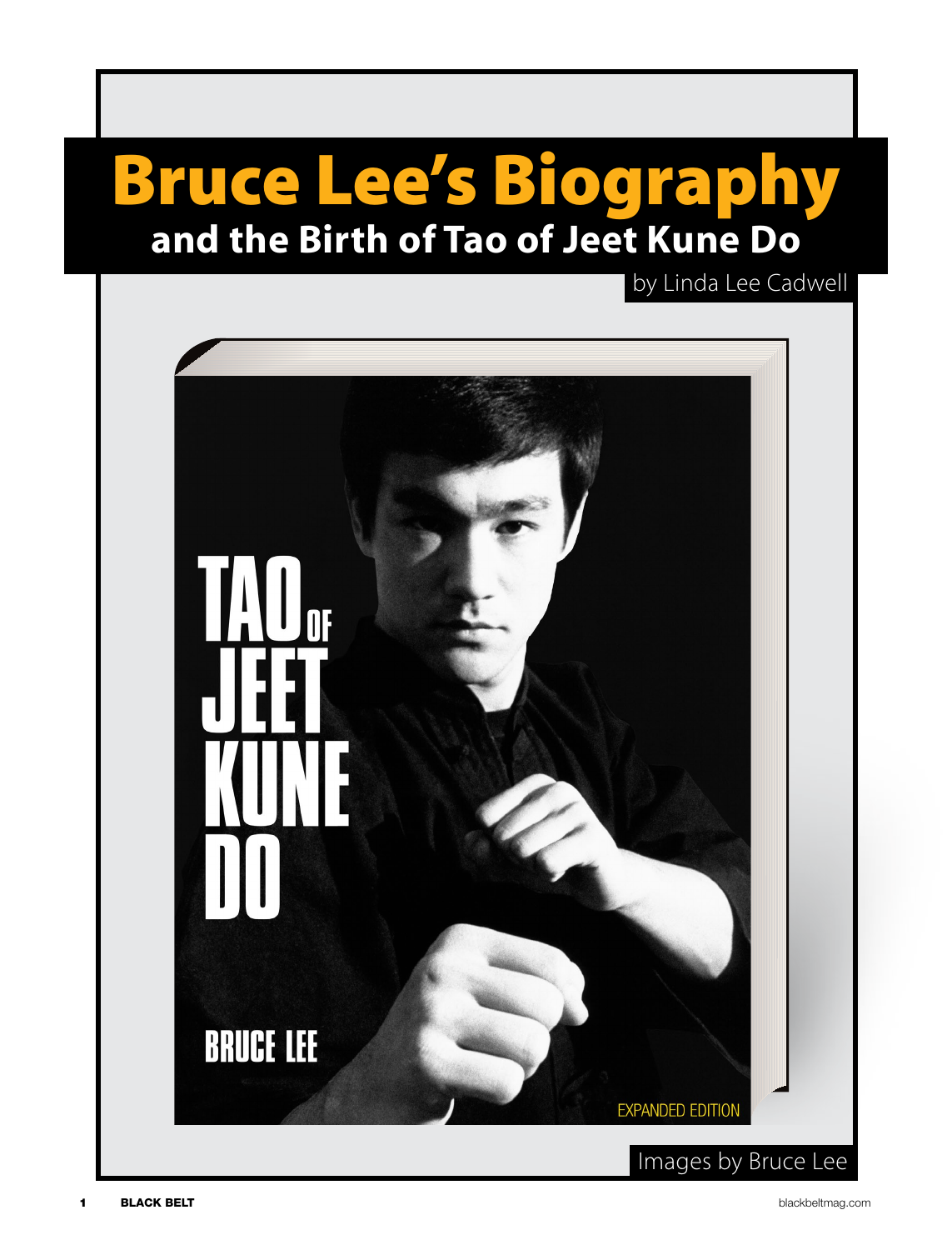# Bruce Lee's Biography
## and the Birth of Tao of Jeet Kune Do

by Linda Lee Cadwell

TAO OF JEET KUNE DO

BRUCE LEE

EXPANDED EDITION

Images by Bruce Lee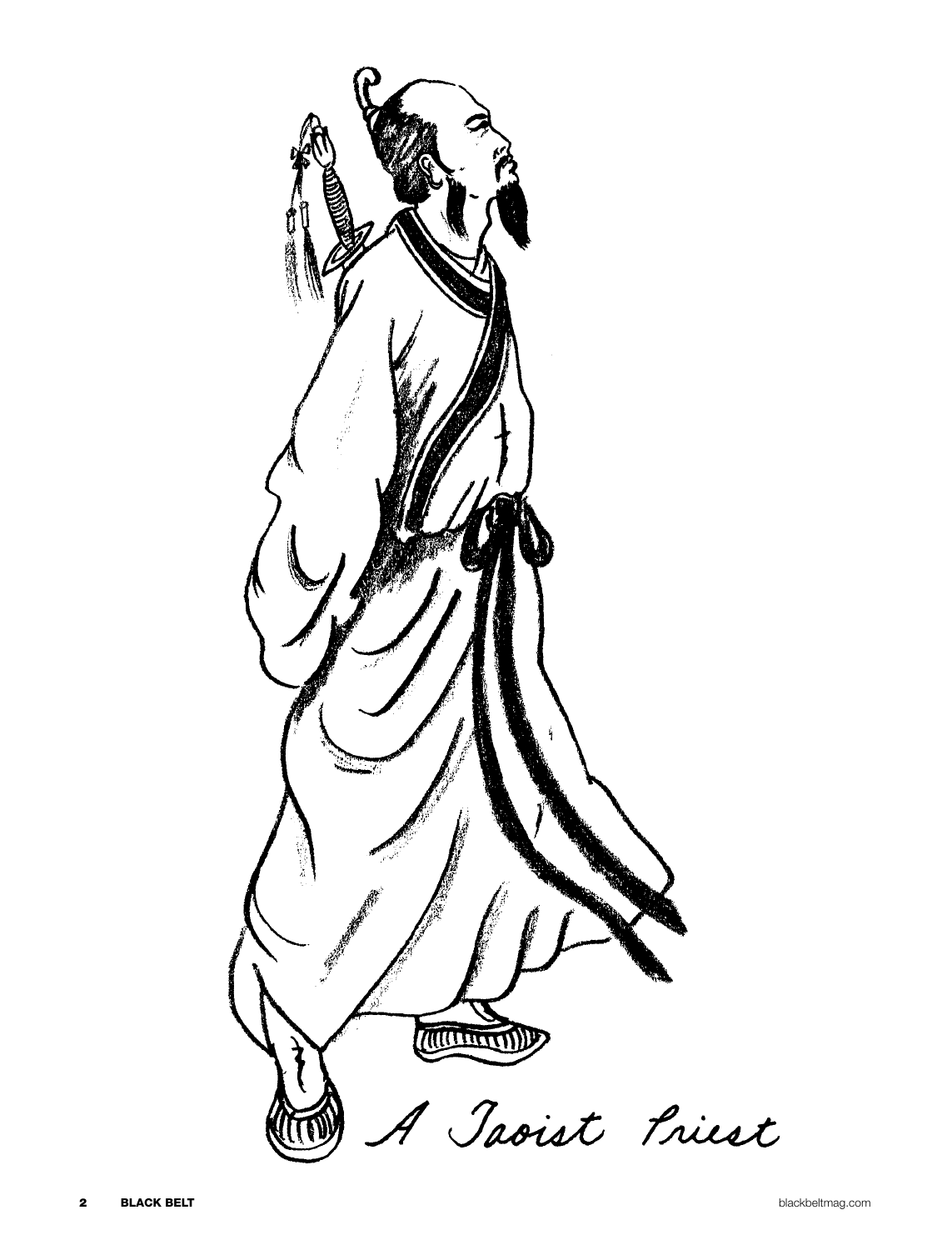A Taoist Priest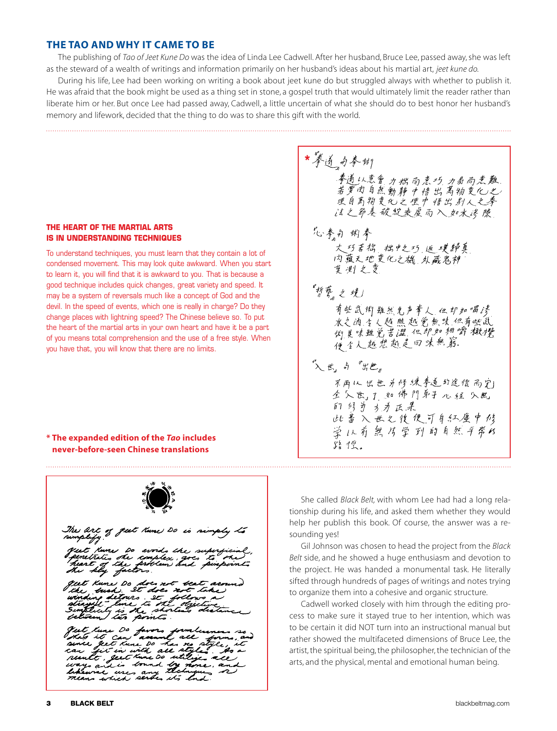## THE TAO AND WHY IT CAME TO BE

The publishing of *Tao of Jeet Kune Do* was the idea of Linda Lee Cadwell. After her husband, Bruce Lee, passed away, she was left as the steward of a wealth of writings and information primarily on her husband's ideas about his martial art, *jeet kune do*.

During his life, Lee had been working on writing a book about jeet kune do but struggled always with whether to publish it. He was afraid that the book might be used as a thing set in stone, a gospel truth that would ultimately limit the reader rather than liberate him or her. But once Lee had passed away, Cadwell, a little uncertain of what she should do to best honor her husband's memory and lifework, decided that the thing to do was to share this gift with the world.

### THE HEART OF THE MARTIAL ARTS IS IN UNDERSTANDING TECHNIQUES

To understand techniques, you must learn that they contain a lot of condensed movement. This may look quite awkward. When you start to learn it, you will find that it is awkward to you. That is because a good technique includes quick changes, great variety and speed. It may be a system of reversals much like a concept of God and the devil. In the speed of events, which one is really in charge? Do they change places with lightning speed? The Chinese believe so. To put the heart of the martial arts in your own heart and have it be a part of you means total comprehension and the use of a free style. When you have that, you will know that there are no limits.

\* 『拳道』与拳術

拳道以意會，力拙而意巧，力易而意難。若要內自然動靜中悟出萬物变化之理，自萬物变化之理中悟出别人之拳法之節奏，破綻疾處而入，如水渗隙。

『心拳』与術拳

大巧若拙，拙中之巧，返璞歸真。內蘊天地变化之機，外藏鬼神莫測之变。

『哲藝』之境

有些武術雖然先声奪人，但却如喝淡水之淌，令人越瞧越覺無味；但有些武術其味雖覺苦澀，但却如細嚼橄欖，使令人越想越是回味無窮。

『入世』与『出世』

不再以出世为修练拳道的途徑而完全『入世』了，如佛門弟子心经『入世』的修为，方为正果。此番入世之後，便可自红塵中修学以前無法学到的自然平常的路徑。

**\* The expanded edition of the *Tao* includes never-before-seen Chinese translations**

The art of Jeet Kune Do is simply to simplify.

Jeet Kune Do avoids the superficial, penetrates the complex, goes to the heart of the problem and pinpoints the key factors.

Jeet Kune Do does not beat around the bush. It does not take winding detours. It follows a straight line to the objective. Simplicity is the shortest distance between two points.

Jeet Kune Do favors formlessness so that it can assume all forms, and since Jeet Kune Do has no style, it can fit in with all styles. As a result, Jeet Kune Do utilizes all ways and is bound by none, and likewise uses any technique or means which serves its end.

She called *Black Belt*, with whom Lee had had a long relationship during his life, and asked them whether they would help her publish this book. Of course, the answer was a resounding yes!

Gil Johnson was chosen to head the project from the *Black Belt* side, and he showed a huge enthusiasm and devotion to the project. He was handed a monumental task. He literally sifted through hundreds of pages of writings and notes trying to organize them into a cohesive and organic structure.

Cadwell worked closely with him through the editing process to make sure it stayed true to her intention, which was to be certain it did NOT turn into an instructional manual but rather showed the multifaceted dimensions of Bruce Lee, the artist, the spiritual being, the philosopher, the technician of the arts, and the physical, mental and emotional human being.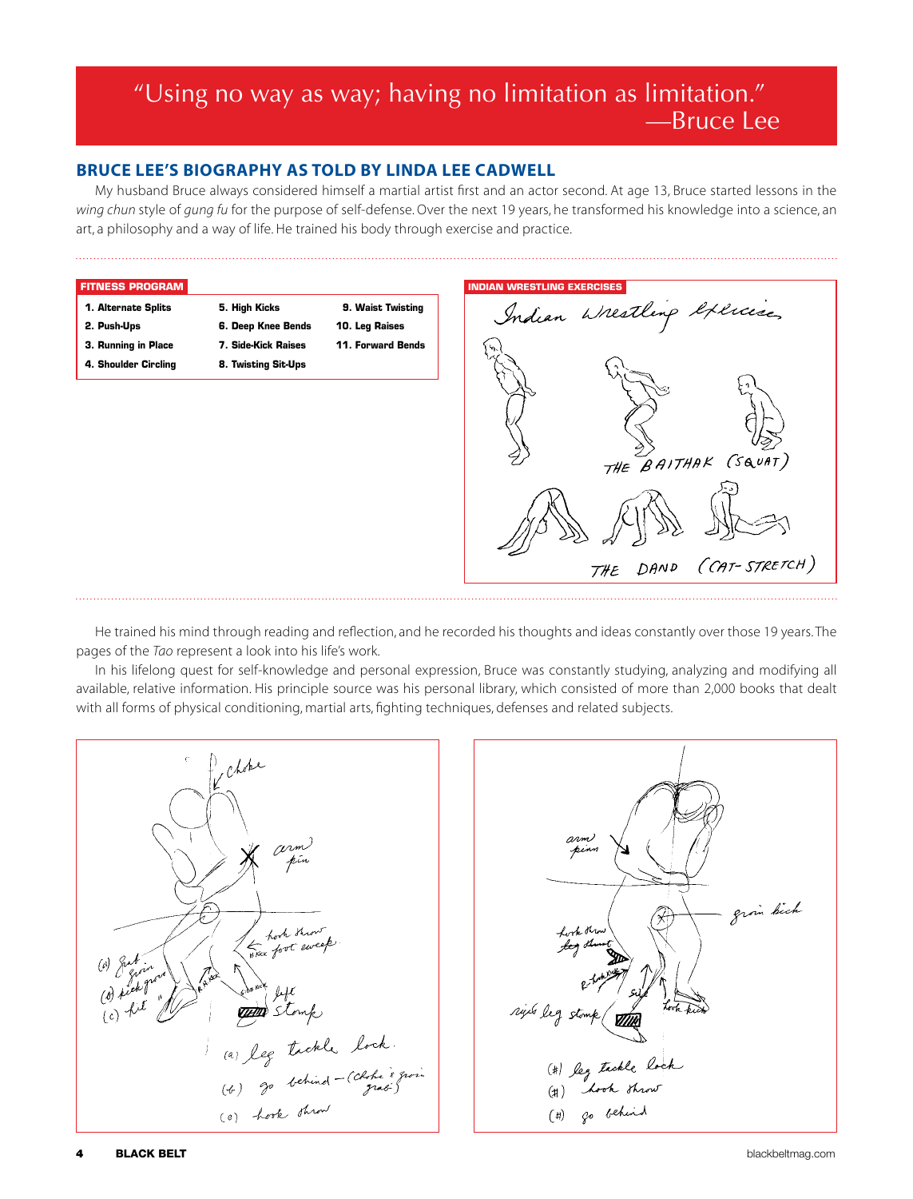> "Using no way as way; having no limitation as limitation."
> —Bruce Lee

## BRUCE LEE'S BIOGRAPHY AS TOLD BY LINDA LEE CADWELL

My husband Bruce always considered himself a martial artist first and an actor second. At age 13, Bruce started lessons in the *wing chun* style of *gung fu* for the purpose of self-defense. Over the next 19 years, he transformed his knowledge into a science, an art, a philosophy and a way of life. He trained his body through exercise and practice.

**FITNESS PROGRAM**

1. **Alternate Splits**
2. **Push-Ups**
3. **Running in Place**
4. **Shoulder Circling**
5. **High Kicks**
6. **Deep Knee Bends**
7. **Side-Kick Raises**
8. **Twisting Sit-Ups**
9. **Waist Twisting**
10. **Leg Raises**
11. **Forward Bends**

**INDIAN WRESTLING EXERCISES**

Indian Wrestling Exercises

THE BAITHAK (SQUAT)

THE DAND (CAT-STRETCH)

He trained his mind through reading and reflection, and he recorded his thoughts and ideas constantly over those 19 years. The pages of the *Tao* represent a look into his life's work.

In his lifelong quest for self-knowledge and personal expression, Bruce was constantly studying, analyzing and modifying all available, relative information. His principle source was his personal library, which consisted of more than 2,000 books that dealt with all forms of physical conditioning, martial arts, fighting techniques, defenses and related subjects.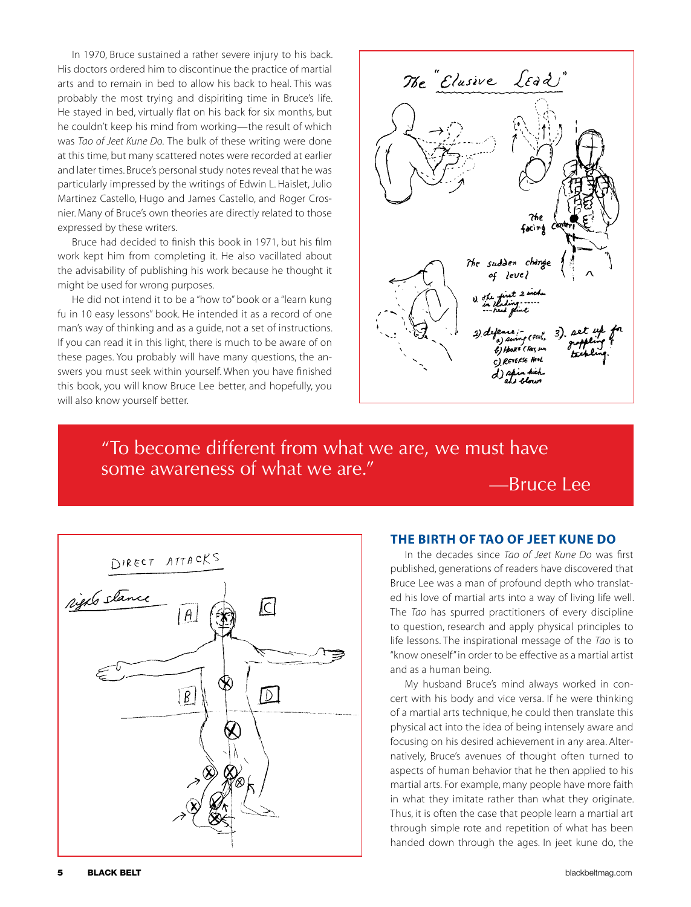In 1970, Bruce sustained a rather severe injury to his back. His doctors ordered him to discontinue the practice of martial arts and to remain in bed to allow his back to heal. This was probably the most trying and dispiriting time in Bruce's life. He stayed in bed, virtually flat on his back for six months, but he couldn't keep his mind from working—the result of which was *Tao of Jeet Kune Do*. The bulk of these writing were done at this time, but many scattered notes were recorded at earlier and later times. Bruce's personal study notes reveal that he was particularly impressed by the writings of Edwin L. Haislet, Julio Martinez Castello, Hugo and James Castello, and Roger Crosnier. Many of Bruce's own theories are directly related to those expressed by these writers.

Bruce had decided to finish this book in 1971, but his film work kept him from completing it. He also vacillated about the advisability of publishing his work because he thought it might be used for wrong purposes.

He did not intend it to be a "how to" book or a "learn kung fu in 10 easy lessons" book. He intended it as a record of one man's way of thinking and as a guide, not a set of instructions. If you can read it in this light, there is much to be aware of on these pages. You probably will have many questions, the answers you must seek within yourself. When you have finished this book, you will know Bruce Lee better, and hopefully, you will also know yourself better.

> "To become different from what we are, we must have some awareness of what we are."
>
> —Bruce Lee

## THE BIRTH OF TAO OF JEET KUNE DO

In the decades since *Tao of Jeet Kune Do* was first published, generations of readers have discovered that Bruce Lee was a man of profound depth who translated his love of martial arts into a way of living life well. The *Tao* has spurred practitioners of every discipline to question, research and apply physical principles to life lessons. The inspirational message of the *Tao* is to "know oneself" in order to be effective as a martial artist and as a human being.

My husband Bruce's mind always worked in concert with his body and vice versa. If he were thinking of a martial arts technique, he could then translate this physical act into the idea of being intensely aware and focusing on his desired achievement in any area. Alternatively, Bruce's avenues of thought often turned to aspects of human behavior that he then applied to his martial arts. For example, many people have more faith in what they imitate rather than what they originate. Thus, it is often the case that people learn a martial art through simple rote and repetition of what has been handed down through the ages. In jeet kune do, the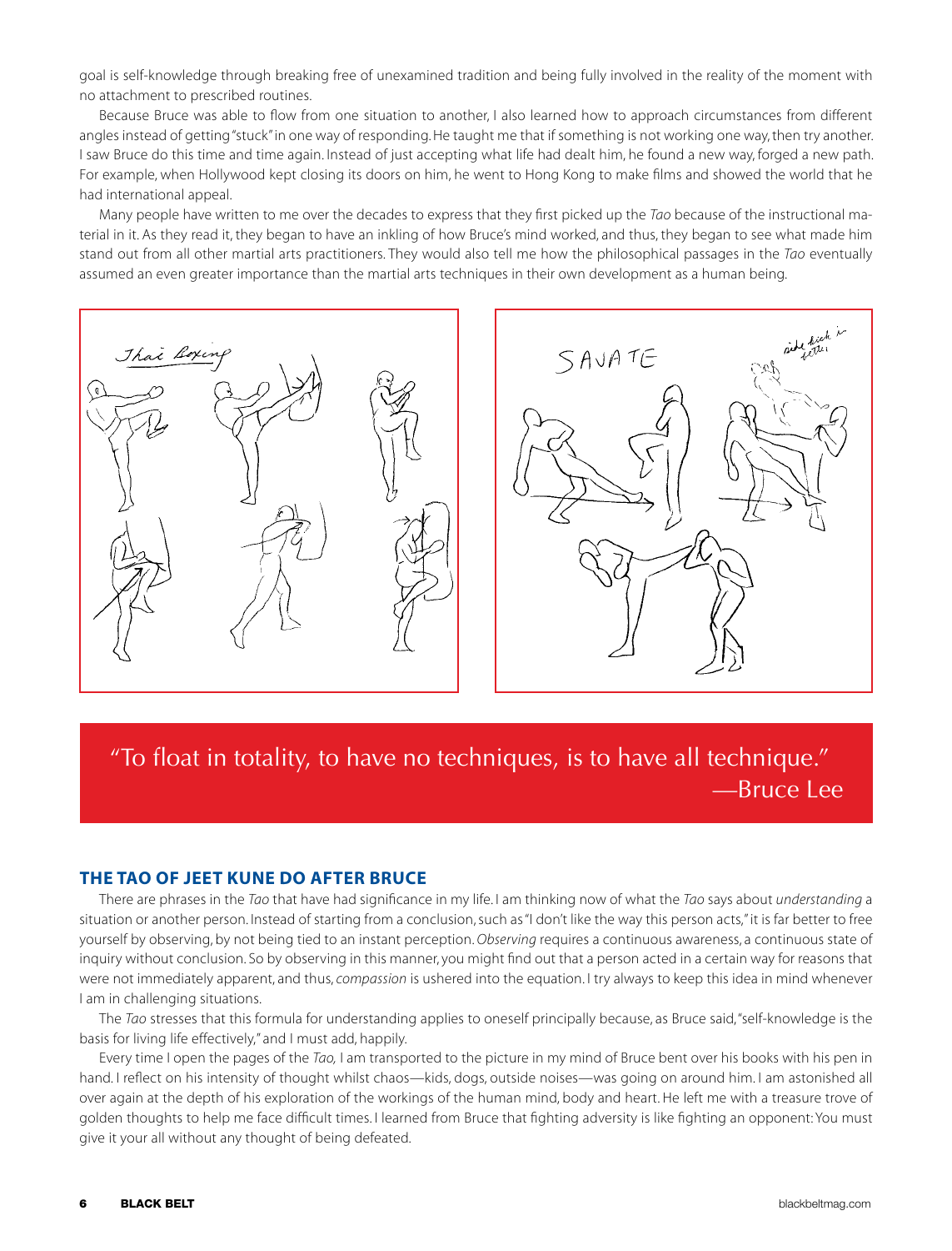goal is self-knowledge through breaking free of unexamined tradition and being fully involved in the reality of the moment with no attachment to prescribed routines.

Because Bruce was able to flow from one situation to another, I also learned how to approach circumstances from different angles instead of getting "stuck" in one way of responding. He taught me that if something is not working one way, then try another. I saw Bruce do this time and time again. Instead of just accepting what life had dealt him, he found a new way, forged a new path. For example, when Hollywood kept closing its doors on him, he went to Hong Kong to make films and showed the world that he had international appeal.

Many people have written to me over the decades to express that they first picked up the *Tao* because of the instructional material in it. As they read it, they began to have an inkling of how Bruce's mind worked, and thus, they began to see what made him stand out from all other martial arts practitioners. They would also tell me how the philosophical passages in the *Tao* eventually assumed an even greater importance than the martial arts techniques in their own development as a human being.

Thai Boxing

SAVATE

> "To float in totality, to have no techniques, is to have all technique."
> —Bruce Lee

## THE TAO OF JEET KUNE DO AFTER BRUCE

There are phrases in the *Tao* that have had significance in my life. I am thinking now of what the *Tao* says about *understanding* a situation or another person. Instead of starting from a conclusion, such as "I don't like the way this person acts," it is far better to free yourself by observing, by not being tied to an instant perception. *Observing* requires a continuous awareness, a continuous state of inquiry without conclusion. So by observing in this manner, you might find out that a person acted in a certain way for reasons that were not immediately apparent, and thus, *compassion* is ushered into the equation. I try always to keep this idea in mind whenever I am in challenging situations.

The *Tao* stresses that this formula for understanding applies to oneself principally because, as Bruce said, "self-knowledge is the basis for living life effectively," and I must add, happily.

Every time I open the pages of the *Tao,* I am transported to the picture in my mind of Bruce bent over his books with his pen in hand. I reflect on his intensity of thought whilst chaos—kids, dogs, outside noises—was going on around him. I am astonished all over again at the depth of his exploration of the workings of the human mind, body and heart. He left me with a treasure trove of golden thoughts to help me face difficult times. I learned from Bruce that fighting adversity is like fighting an opponent: You must give it your all without any thought of being defeated.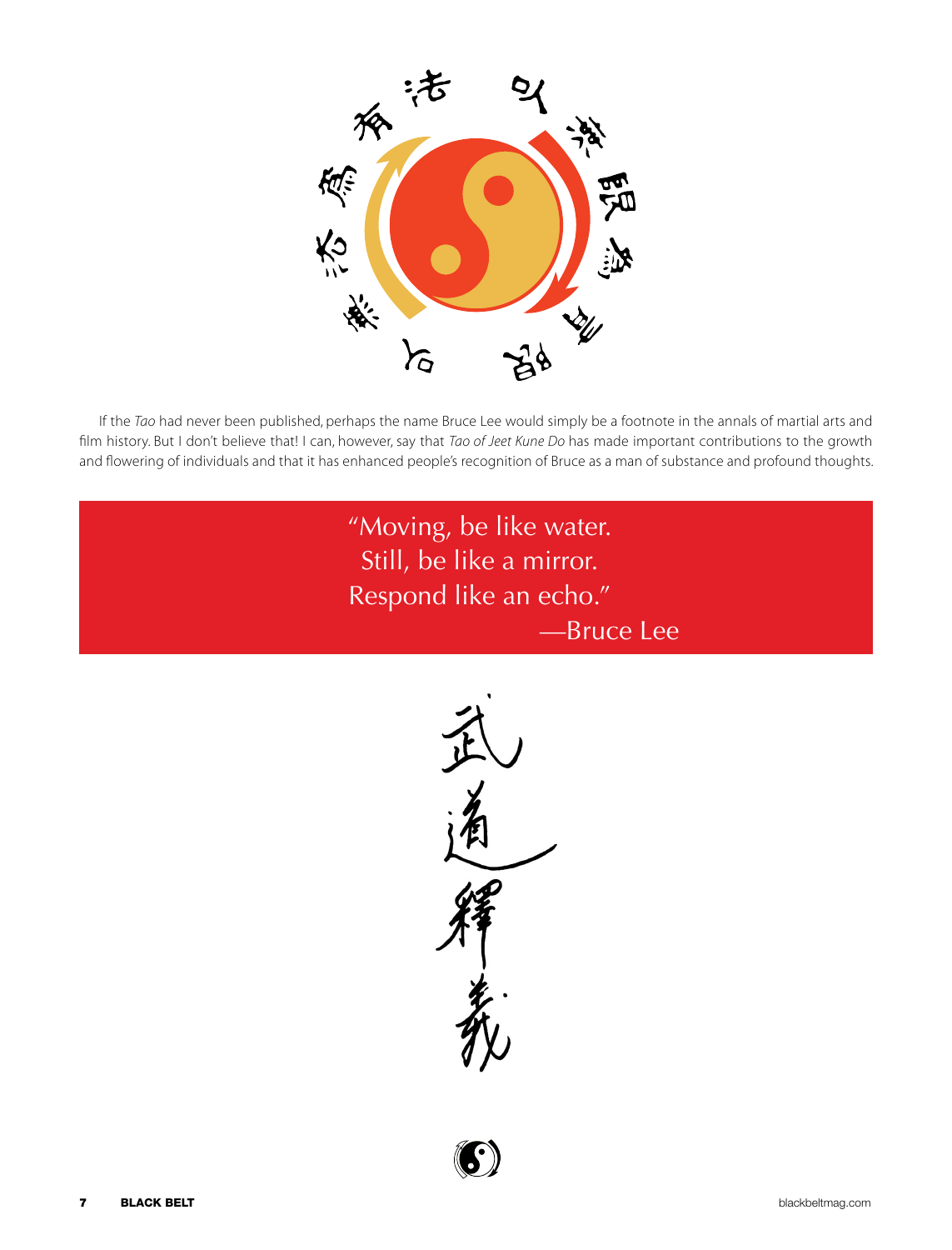If the *Tao* had never been published, perhaps the name Bruce Lee would simply be a footnote in the annals of martial arts and film history. But I don't believe that! I can, however, say that *Tao of Jeet Kune Do* has made important contributions to the growth and flowering of individuals and that it has enhanced people's recognition of Bruce as a man of substance and profound thoughts.

> "Moving, be like water.
> Still, be like a mirror.
> Respond like an echo."
> —Bruce Lee

武道釋義